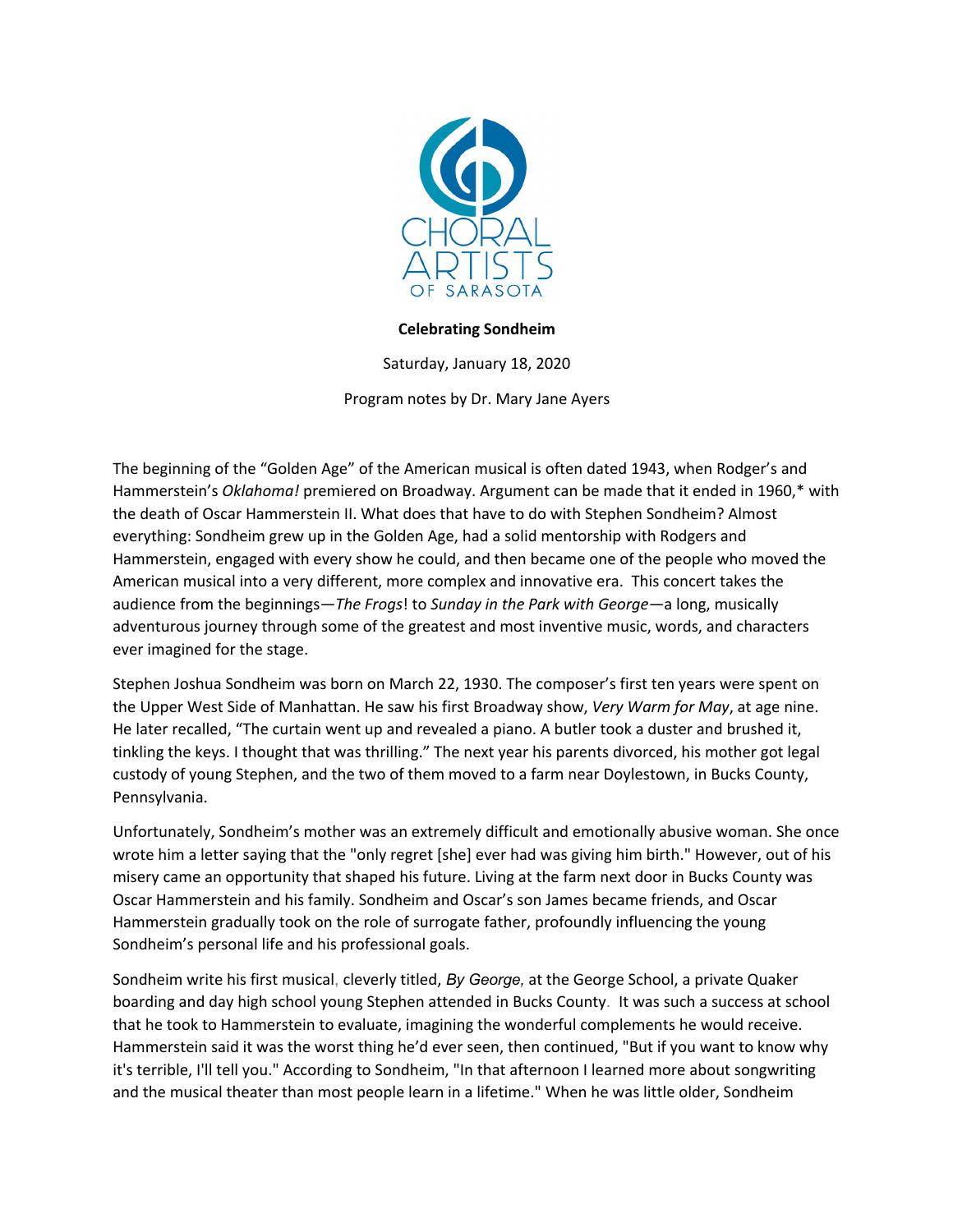CHORAL ARTISTS OF SARASOTA

**Celebrating Sondheim**

Saturday, January 18, 2020

Program notes by Dr. Mary Jane Ayers

The beginning of the "Golden Age" of the American musical is often dated 1943, when Rodger's and Hammerstein's *Oklahoma!* premiered on Broadway. Argument can be made that it ended in 1960,* with the death of Oscar Hammerstein II. What does that have to do with Stephen Sondheim? Almost everything: Sondheim grew up in the Golden Age, had a solid mentorship with Rodgers and Hammerstein, engaged with every show he could, and then became one of the people who moved the American musical into a very different, more complex and innovative era. This concert takes the audience from the beginnings—*The Frogs*! to *Sunday in the Park with George*—a long, musically adventurous journey through some of the greatest and most inventive music, words, and characters ever imagined for the stage.

Stephen Joshua Sondheim was born on March 22, 1930. The composer's first ten years were spent on the Upper West Side of Manhattan. He saw his first Broadway show, *Very Warm for May*, at age nine. He later recalled, "The curtain went up and revealed a piano. A butler took a duster and brushed it, tinkling the keys. I thought that was thrilling." The next year his parents divorced, his mother got legal custody of young Stephen, and the two of them moved to a farm near Doylestown, in Bucks County, Pennsylvania.

Unfortunately, Sondheim's mother was an extremely difficult and emotionally abusive woman. She once wrote him a letter saying that the "only regret [she] ever had was giving him birth." However, out of his misery came an opportunity that shaped his future. Living at the farm next door in Bucks County was Oscar Hammerstein and his family. Sondheim and Oscar's son James became friends, and Oscar Hammerstein gradually took on the role of surrogate father, profoundly influencing the young Sondheim's personal life and his professional goals.

Sondheim write his first musical, cleverly titled, *By George*, at the George School, a private Quaker boarding and day high school young Stephen attended in Bucks County. It was such a success at school that he took to Hammerstein to evaluate, imagining the wonderful complements he would receive. Hammerstein said it was the worst thing he'd ever seen, then continued, "But if you want to know why it's terrible, I'll tell you." According to Sondheim, "In that afternoon I learned more about songwriting and the musical theater than most people learn in a lifetime." When he was little older, Sondheim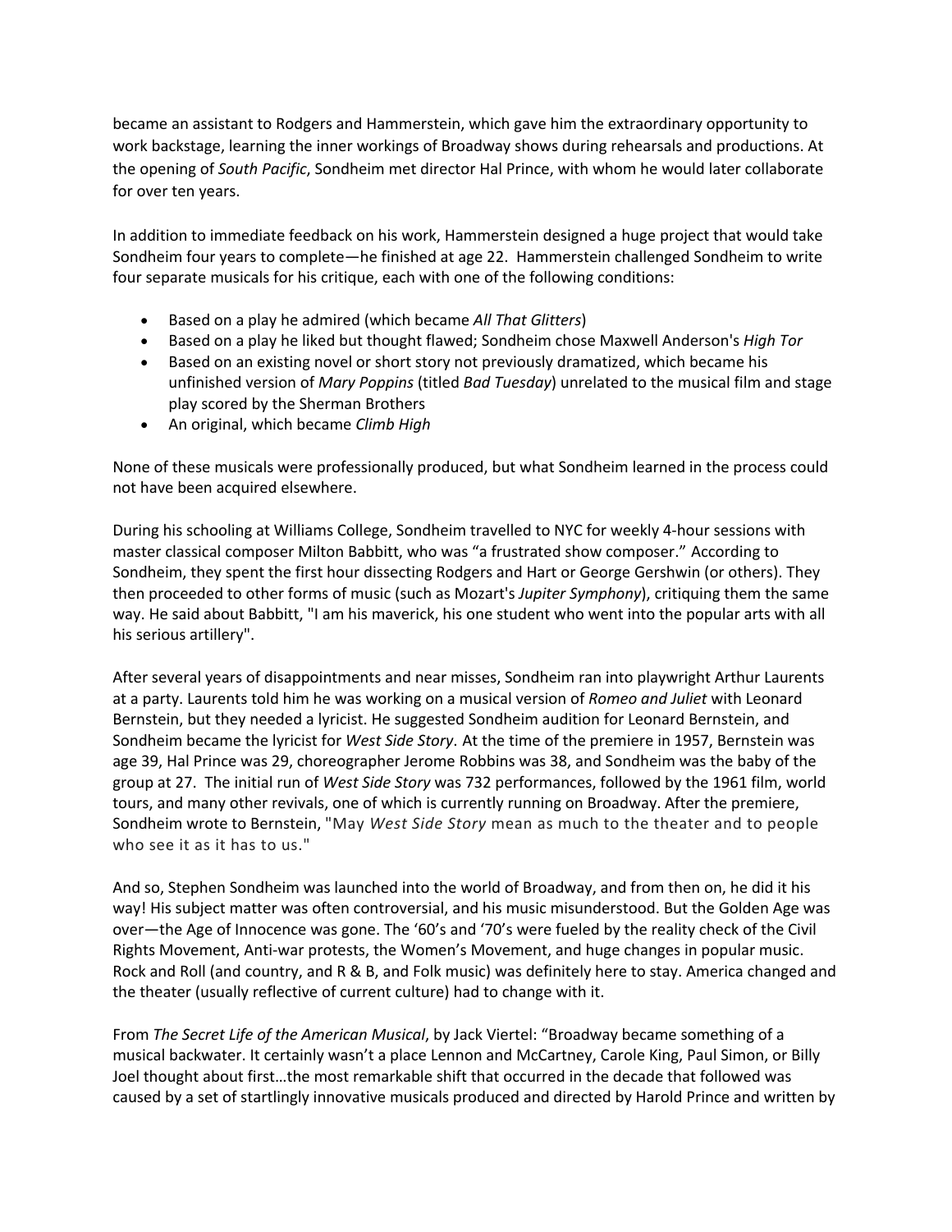became an assistant to Rodgers and Hammerstein, which gave him the extraordinary opportunity to work backstage, learning the inner workings of Broadway shows during rehearsals and productions. At the opening of *South Pacific*, Sondheim met director Hal Prince, with whom he would later collaborate for over ten years.

In addition to immediate feedback on his work, Hammerstein designed a huge project that would take Sondheim four years to complete—he finished at age 22. Hammerstein challenged Sondheim to write four separate musicals for his critique, each with one of the following conditions:

- Based on a play he admired (which became *All That Glitters*)
- Based on a play he liked but thought flawed; Sondheim chose Maxwell Anderson's *High Tor*
- Based on an existing novel or short story not previously dramatized, which became his unfinished version of *Mary Poppins* (titled *Bad Tuesday*) unrelated to the musical film and stage play scored by the Sherman Brothers
- An original, which became *Climb High*

None of these musicals were professionally produced, but what Sondheim learned in the process could not have been acquired elsewhere.

During his schooling at Williams College, Sondheim travelled to NYC for weekly 4-hour sessions with master classical composer Milton Babbitt, who was "a frustrated show composer." According to Sondheim, they spent the first hour dissecting Rodgers and Hart or George Gershwin (or others). They then proceeded to other forms of music (such as Mozart's *Jupiter Symphony*), critiquing them the same way. He said about Babbitt, "I am his maverick, his one student who went into the popular arts with all his serious artillery".

After several years of disappointments and near misses, Sondheim ran into playwright Arthur Laurents at a party. Laurents told him he was working on a musical version of *Romeo and Juliet* with Leonard Bernstein, but they needed a lyricist. He suggested Sondheim audition for Leonard Bernstein, and Sondheim became the lyricist for *West Side Story*. At the time of the premiere in 1957, Bernstein was age 39, Hal Prince was 29, choreographer Jerome Robbins was 38, and Sondheim was the baby of the group at 27. The initial run of *West Side Story* was 732 performances, followed by the 1961 film, world tours, and many other revivals, one of which is currently running on Broadway. After the premiere, Sondheim wrote to Bernstein, "May *West Side Story* mean as much to the theater and to people who see it as it has to us."

And so, Stephen Sondheim was launched into the world of Broadway, and from then on, he did it his way! His subject matter was often controversial, and his music misunderstood. But the Golden Age was over—the Age of Innocence was gone. The '60's and '70's were fueled by the reality check of the Civil Rights Movement, Anti-war protests, the Women's Movement, and huge changes in popular music. Rock and Roll (and country, and R & B, and Folk music) was definitely here to stay. America changed and the theater (usually reflective of current culture) had to change with it.

From *The Secret Life of the American Musical*, by Jack Viertel: "Broadway became something of a musical backwater. It certainly wasn't a place Lennon and McCartney, Carole King, Paul Simon, or Billy Joel thought about first…the most remarkable shift that occurred in the decade that followed was caused by a set of startlingly innovative musicals produced and directed by Harold Prince and written by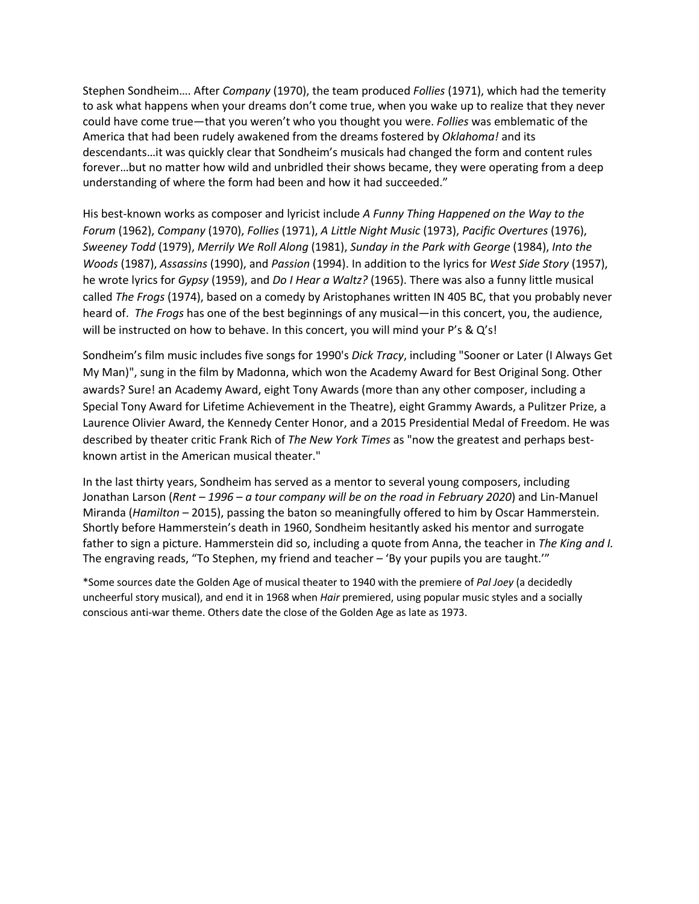Stephen Sondheim…. After *Company* (1970), the team produced *Follies* (1971), which had the temerity to ask what happens when your dreams don't come true, when you wake up to realize that they never could have come true—that you weren't who you thought you were. *Follies* was emblematic of the America that had been rudely awakened from the dreams fostered by *Oklahoma!* and its descendants…it was quickly clear that Sondheim's musicals had changed the form and content rules forever…but no matter how wild and unbridled their shows became, they were operating from a deep understanding of where the form had been and how it had succeeded."

His best-known works as composer and lyricist include *A Funny Thing Happened on the Way to the Forum* (1962), *Company* (1970), *Follies* (1971), *A Little Night Music* (1973), *Pacific Overtures* (1976), *Sweeney Todd* (1979), *Merrily We Roll Along* (1981), *Sunday in the Park with George* (1984), *Into the Woods* (1987), *Assassins* (1990), and *Passion* (1994). In addition to the lyrics for *West Side Story* (1957), he wrote lyrics for *Gypsy* (1959), and *Do I Hear a Waltz?* (1965). There was also a funny little musical called *The Frogs* (1974), based on a comedy by Aristophanes written IN 405 BC, that you probably never heard of. *The Frogs* has one of the best beginnings of any musical—in this concert, you, the audience, will be instructed on how to behave. In this concert, you will mind your P's & Q's!

Sondheim's film music includes five songs for 1990's *Dick Tracy*, including "Sooner or Later (I Always Get My Man)", sung in the film by Madonna, which won the Academy Award for Best Original Song. Other awards? Sure! an Academy Award, eight Tony Awards (more than any other composer, including a Special Tony Award for Lifetime Achievement in the Theatre), eight Grammy Awards, a Pulitzer Prize, a Laurence Olivier Award, the Kennedy Center Honor, and a 2015 Presidential Medal of Freedom. He was described by theater critic Frank Rich of *The New York Times* as "now the greatest and perhaps best-known artist in the American musical theater."

In the last thirty years, Sondheim has served as a mentor to several young composers, including Jonathan Larson (*Rent – 1996 – a tour company will be on the road in February 2020*) and Lin-Manuel Miranda (*Hamilton* – 2015), passing the baton so meaningfully offered to him by Oscar Hammerstein. Shortly before Hammerstein's death in 1960, Sondheim hesitantly asked his mentor and surrogate father to sign a picture. Hammerstein did so, including a quote from Anna, the teacher in *The King and I.* The engraving reads, "To Stephen, my friend and teacher – 'By your pupils you are taught.'"

*Some sources date the Golden Age of musical theater to 1940 with the premiere of *Pal Joey* (a decidedly uncheerful story musical), and end it in 1968 when *Hair* premiered, using popular music styles and a socially conscious anti-war theme. Others date the close of the Golden Age as late as 1973.